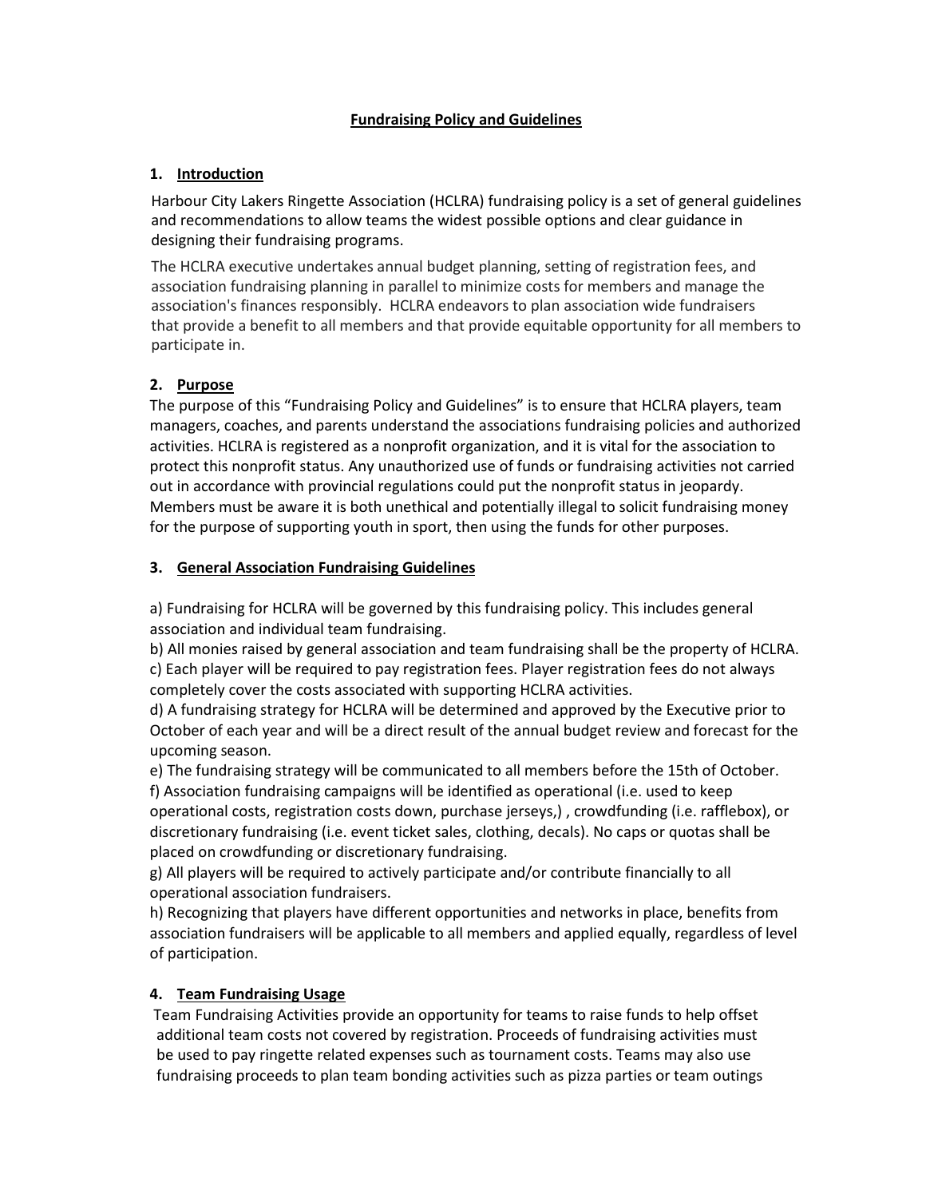**Fundraising Policy and Guidelines**

## 1. Introduction

Harbour City Lakers Ringette Association (HCLRA) fundraising policy is a set of general guidelines and recommendations to allow teams the widest possible options and clear guidance in designing their fundraising programs.

The HCLRA executive undertakes annual budget planning, setting of registration fees, and association fundraising planning in parallel to minimize costs for members and manage the association's finances responsibly. HCLRA endeavors to plan association wide fundraisers that provide a benefit to all members and that provide equitable opportunity for all members to participate in.

## 2. Purpose

The purpose of this "Fundraising Policy and Guidelines" is to ensure that HCLRA players, team managers, coaches, and parents understand the associations fundraising policies and authorized activities. HCLRA is registered as a nonprofit organization, and it is vital for the association to protect this nonprofit status. Any unauthorized use of funds or fundraising activities not carried out in accordance with provincial regulations could put the nonprofit status in jeopardy. Members must be aware it is both unethical and potentially illegal to solicit fundraising money for the purpose of supporting youth in sport, then using the funds for other purposes.

## 3. General Association Fundraising Guidelines

a) Fundraising for HCLRA will be governed by this fundraising policy. This includes general association and individual team fundraising.
b) All monies raised by general association and team fundraising shall be the property of HCLRA.
c) Each player will be required to pay registration fees. Player registration fees do not always completely cover the costs associated with supporting HCLRA activities.
d) A fundraising strategy for HCLRA will be determined and approved by the Executive prior to October of each year and will be a direct result of the annual budget review and forecast for the upcoming season.
e) The fundraising strategy will be communicated to all members before the 15th of October.
f) Association fundraising campaigns will be identified as operational (i.e. used to keep operational costs, registration costs down, purchase jerseys,) , crowdfunding (i.e. rafflebox), or discretionary fundraising (i.e. event ticket sales, clothing, decals). No caps or quotas shall be placed on crowdfunding or discretionary fundraising.
g) All players will be required to actively participate and/or contribute financially to all operational association fundraisers.
h) Recognizing that players have different opportunities and networks in place, benefits from association fundraisers will be applicable to all members and applied equally, regardless of level of participation.

## 4. Team Fundraising Usage

Team Fundraising Activities provide an opportunity for teams to raise funds to help offset additional team costs not covered by registration. Proceeds of fundraising activities must be used to pay ringette related expenses such as tournament costs. Teams may also use fundraising proceeds to plan team bonding activities such as pizza parties or team outings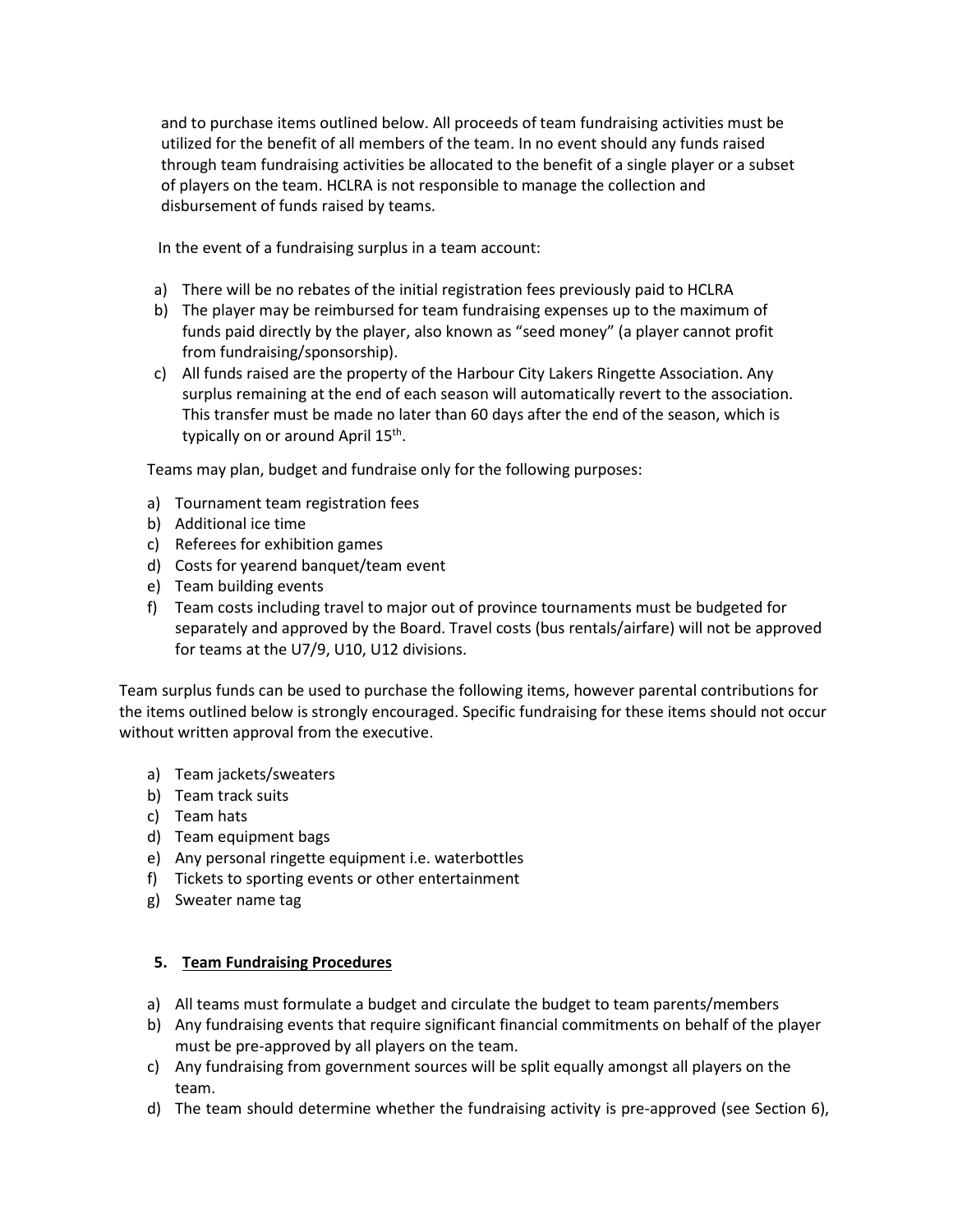and to purchase items outlined below. All proceeds of team fundraising activities must be utilized for the benefit of all members of the team. In no event should any funds raised through team fundraising activities be allocated to the benefit of a single player or a subset of players on the team. HCLRA is not responsible to manage the collection and disbursement of funds raised by teams.

In the event of a fundraising surplus in a team account:

a) There will be no rebates of the initial registration fees previously paid to HCLRA
b) The player may be reimbursed for team fundraising expenses up to the maximum of funds paid directly by the player, also known as "seed money" (a player cannot profit from fundraising/sponsorship).
c) All funds raised are the property of the Harbour City Lakers Ringette Association. Any surplus remaining at the end of each season will automatically revert to the association. This transfer must be made no later than 60 days after the end of the season, which is typically on or around April 15th.

Teams may plan, budget and fundraise only for the following purposes:

a) Tournament team registration fees
b) Additional ice time
c) Referees for exhibition games
d) Costs for yearend banquet/team event
e) Team building events
f) Team costs including travel to major out of province tournaments must be budgeted for separately and approved by the Board. Travel costs (bus rentals/airfare) will not be approved for teams at the U7/9, U10, U12 divisions.

Team surplus funds can be used to purchase the following items, however parental contributions for the items outlined below is strongly encouraged. Specific fundraising for these items should not occur without written approval from the executive.

a) Team jackets/sweaters
b) Team track suits
c) Team hats
d) Team equipment bags
e) Any personal ringette equipment i.e. waterbottles
f) Tickets to sporting events or other entertainment
g) Sweater name tag

## 5. Team Fundraising Procedures

a) All teams must formulate a budget and circulate the budget to team parents/members
b) Any fundraising events that require significant financial commitments on behalf of the player must be pre-approved by all players on the team.
c) Any fundraising from government sources will be split equally amongst all players on the team.
d) The team should determine whether the fundraising activity is pre-approved (see Section 6),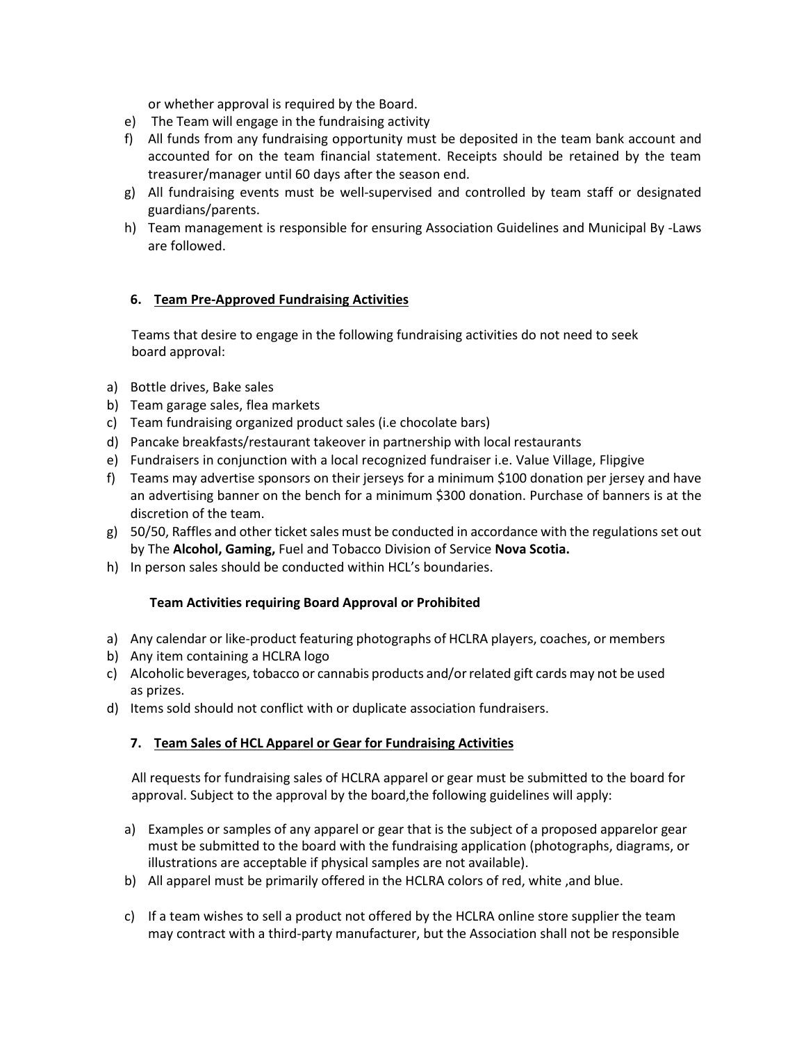or whether approval is required by the Board.

e) The Team will engage in the fundraising activity
f) All funds from any fundraising opportunity must be deposited in the team bank account and accounted for on the team financial statement. Receipts should be retained by the team treasurer/manager until 60 days after the season end.
g) All fundraising events must be well-supervised and controlled by team staff or designated guardians/parents.
h) Team management is responsible for ensuring Association Guidelines and Municipal By -Laws are followed.

## 6. Team Pre-Approved Fundraising Activities

Teams that desire to engage in the following fundraising activities do not need to seek board approval:

a) Bottle drives, Bake sales
b) Team garage sales, flea markets
c) Team fundraising organized product sales (i.e chocolate bars)
d) Pancake breakfasts/restaurant takeover in partnership with local restaurants
e) Fundraisers in conjunction with a local recognized fundraiser i.e. Value Village, Flipgive
f) Teams may advertise sponsors on their jerseys for a minimum $100 donation per jersey and have an advertising banner on the bench for a minimum $300 donation. Purchase of banners is at the discretion of the team.
g) 50/50, Raffles and other ticket sales must be conducted in accordance with the regulations set out by The **Alcohol, Gaming,** Fuel and Tobacco Division of Service **Nova Scotia.**
h) In person sales should be conducted within HCL's boundaries.

**Team Activities requiring Board Approval or Prohibited**

a) Any calendar or like-product featuring photographs of HCLRA players, coaches, or members
b) Any item containing a HCLRA logo
c) Alcoholic beverages, tobacco or cannabis products and/or related gift cards may not be used as prizes.
d) Items sold should not conflict with or duplicate association fundraisers.

## 7. Team Sales of HCL Apparel or Gear for Fundraising Activities

All requests for fundraising sales of HCLRA apparel or gear must be submitted to the board for approval. Subject to the approval by the board,the following guidelines will apply:

a) Examples or samples of any apparel or gear that is the subject of a proposed apparelor gear must be submitted to the board with the fundraising application (photographs, diagrams, or illustrations are acceptable if physical samples are not available).
b) All apparel must be primarily offered in the HCLRA colors of red, white ,and blue.
c) If a team wishes to sell a product not offered by the HCLRA online store supplier the team may contract with a third-party manufacturer, but the Association shall not be responsible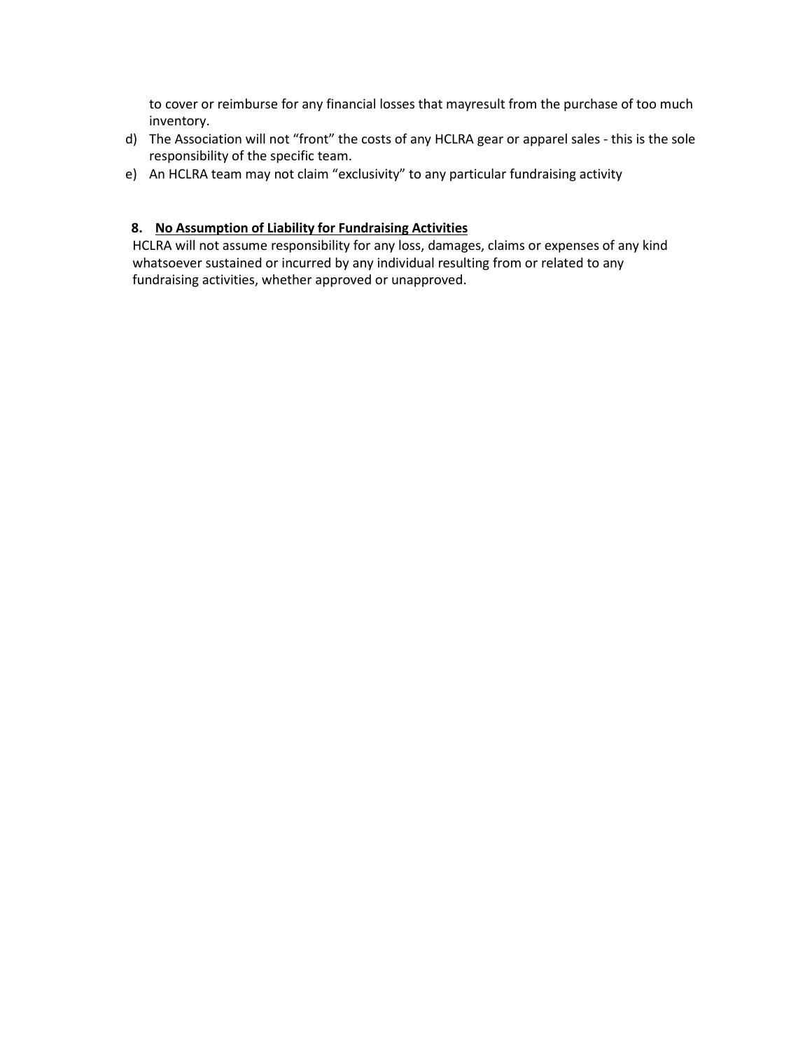to cover or reimburse for any financial losses that mayresult from the purchase of too much inventory.

d) The Association will not “front” the costs of any HCLRA gear or apparel sales - this is the sole responsibility of the specific team.
e) An HCLRA team may not claim “exclusivity” to any particular fundraising activity

**8. <u>No Assumption of Liability for Fundraising Activities</u>**

HCLRA will not assume responsibility for any loss, damages, claims or expenses of any kind whatsoever sustained or incurred by any individual resulting from or related to any fundraising activities, whether approved or unapproved.